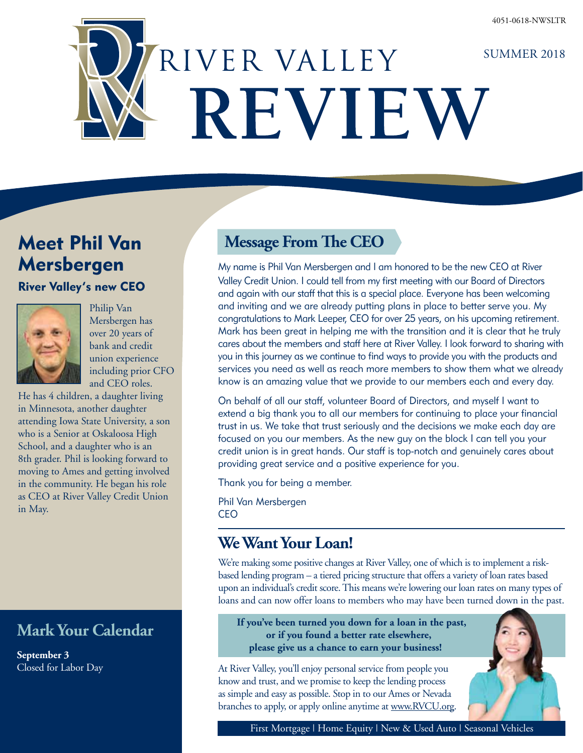# RIVER VALLEY REVIEW

SUMMER 2018

4051-0618-NWSLTR

## Meet Phil Van Mersbergen

### River Valley's new CEO

Philip Van Mersbergen has over 20 years of bank and credit union experience including prior CFO and CEO roles. He has 4 children, a daughter living in Minnesota, another daughter attending Iowa State University, a son who is a Senior at Oskaloosa High School, and a daughter who is an 8th grader. Phil is looking forward to moving to Ames and getting involved in the community. He began his role as CEO at River Valley Credit Union in May.

## Mark Your Calendar

**September 3**
Closed for Labor Day

## Message From The CEO

My name is Phil Van Mersbergen and I am honored to be the new CEO at River Valley Credit Union. I could tell from my first meeting with our Board of Directors and again with our staff that this is a special place. Everyone has been welcoming and inviting and we are already putting plans in place to better serve you. My congratulations to Mark Leeper, CEO for over 25 years, on his upcoming retirement. Mark has been great in helping me with the transition and it is clear that he truly cares about the members and staff here at River Valley. I look forward to sharing with you in this journey as we continue to find ways to provide you with the products and services you need as well as reach more members to show them what we already know is an amazing value that we provide to our members each and every day.

On behalf of all our staff, volunteer Board of Directors, and myself I want to extend a big thank you to all our members for continuing to place your financial trust in us. We take that trust seriously and the decisions we make each day are focused on you our members. As the new guy on the block I can tell you your credit union is in great hands. Our staff is top-notch and genuinely cares about providing great service and a positive experience for you.

Thank you for being a member.

Phil Van Mersbergen
CEO

## We Want Your Loan!

We're making some positive changes at River Valley, one of which is to implement a risk-based lending program – a tiered pricing structure that offers a variety of loan rates based upon an individual's credit score. This means we're lowering our loan rates on many types of loans and can now offer loans to members who may have been turned down in the past.

**If you've been turned you down for a loan in the past, or if you found a better rate elsewhere, please give us a chance to earn your business!**

At River Valley, you'll enjoy personal service from people you know and trust, and we promise to keep the lending process as simple and easy as possible. Stop in to our Ames or Nevada branches to apply, or apply online anytime at www.RVCU.org.

First Mortgage | Home Equity | New & Used Auto | Seasonal Vehicles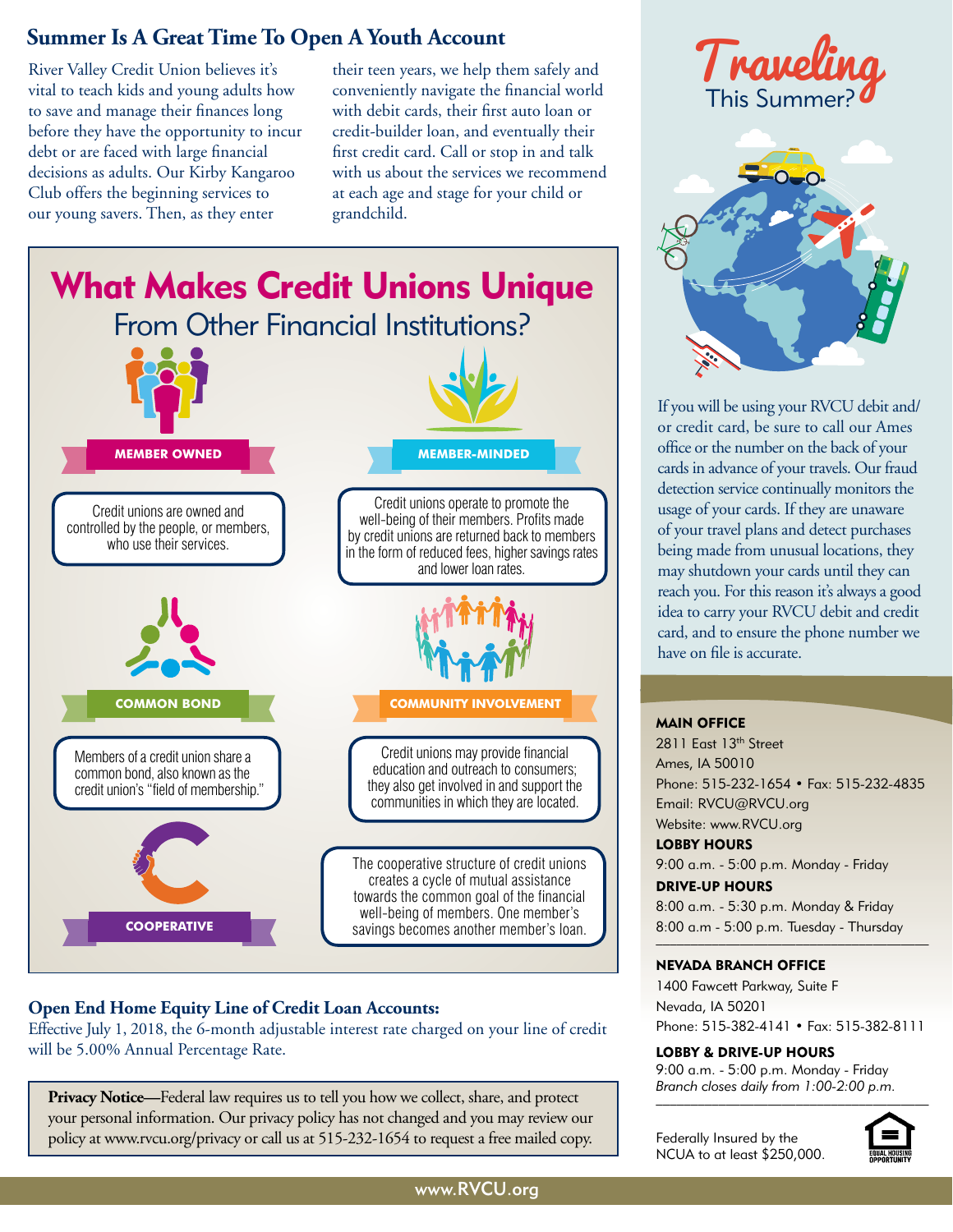## Summer Is A Great Time To Open A Youth Account

River Valley Credit Union believes it's vital to teach kids and young adults how to save and manage their finances long before they have the opportunity to incur debt or are faced with large financial decisions as adults. Our Kirby Kangaroo Club offers the beginning services to our young savers. Then, as they enter their teen years, we help them safely and conveniently navigate the financial world with debit cards, their first auto loan or credit-builder loan, and eventually their first credit card. Call or stop in and talk with us about the services we recommend at each age and stage for your child or grandchild.

## What Makes Credit Unions Unique

### From Other Financial Institutions?

**MEMBER OWNED**

Credit unions are owned and controlled by the people, or members, who use their services.

**MEMBER-MINDED**

Credit unions operate to promote the well-being of their members. Profits made by credit unions are returned back to members in the form of reduced fees, higher savings rates and lower loan rates.

**COMMON BOND**

Members of a credit union share a common bond, also known as the credit union's "field of membership."

**COMMUNITY INVOLVEMENT**

Credit unions may provide financial education and outreach to consumers; they also get involved in and support the communities in which they are located.

**COOPERATIVE**

The cooperative structure of credit unions creates a cycle of mutual assistance towards the common goal of the financial well-being of members. One member's savings becomes another member's loan.

### Open End Home Equity Line of Credit Loan Accounts:

Effective July 1, 2018, the 6-month adjustable interest rate charged on your line of credit will be 5.00% Annual Percentage Rate.

**Privacy Notice**—Federal law requires us to tell you how we collect, share, and protect your personal information. Our privacy policy has not changed and you may review our policy at www.rvcu.org/privacy or call us at 515-232-1654 to request a free mailed copy.

## Traveling This Summer?

If you will be using your RVCU debit and/or credit card, be sure to call our Ames office or the number on the back of your cards in advance of your travels. Our fraud detection service continually monitors the usage of your cards. If they are unaware of your travel plans and detect purchases being made from unusual locations, they may shutdown your cards until they can reach you. For this reason it's always a good idea to carry your RVCU debit and credit card, and to ensure the phone number we have on file is accurate.

**MAIN OFFICE**

2811 East 13th Street
Ames, IA 50010
Phone: 515-232-1654 • Fax: 515-232-4835
Email: RVCU@RVCU.org
Website: www.RVCU.org

**LOBBY HOURS**

9:00 a.m. - 5:00 p.m. Monday - Friday

**DRIVE-UP HOURS**

8:00 a.m. - 5:30 p.m. Monday & Friday
8:00 a.m - 5:00 p.m. Tuesday - Thursday

**NEVADA BRANCH OFFICE**

1400 Fawcett Parkway, Suite F
Nevada, IA 50201
Phone: 515-382-4141 • Fax: 515-382-8111

**LOBBY & DRIVE-UP HOURS**

9:00 a.m. - 5:00 p.m. Monday - Friday
*Branch closes daily from 1:00-2:00 p.m.*

Federally Insured by the NCUA to at least $250,000.

EQUAL HOUSING OPPORTUNITY

www.RVCU.org